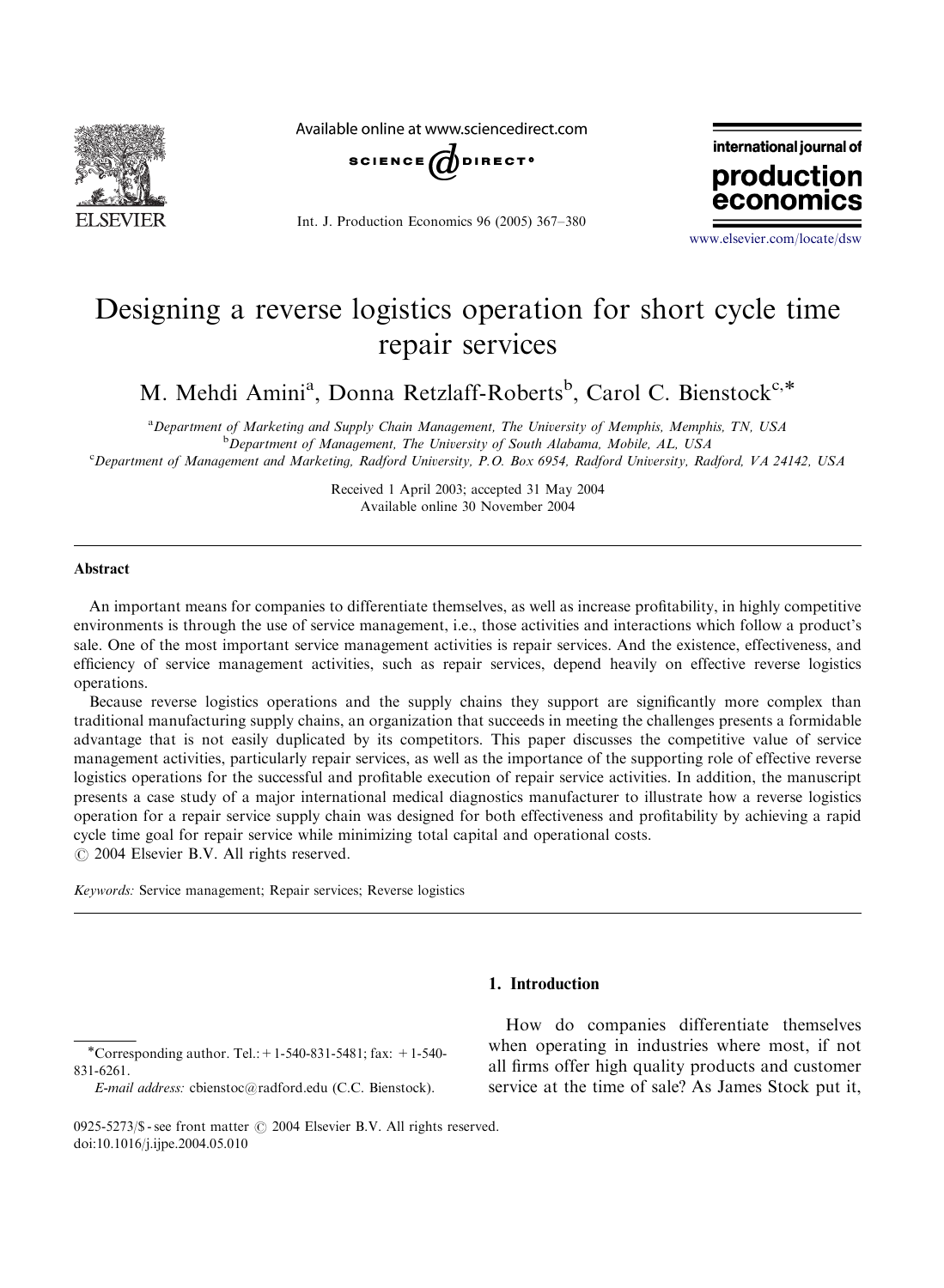# Designing a reverse logistics operation for short cycle time repair services

M. Mehdi Amini[a], Donna Retzlaff-Roberts[b], Carol C. Bienstock[c,*]

[a] *Department of Marketing and Supply Chain Management, The University of Memphis, Memphis, TN, USA*

[b] *Department of Management, The University of South Alabama, Mobile, AL, USA*

[c] *Department of Management and Marketing, Radford University, P.O. Box 6954, Radford University, Radford, VA 24142, USA*

Received 1 April 2003; accepted 31 May 2004

Available online 30 November 2004

## Abstract

An important means for companies to differentiate themselves, as well as increase profitability, in highly competitive environments is through the use of service management, i.e., those activities and interactions which follow a product's sale. One of the most important service management activities is repair services. And the existence, effectiveness, and efficiency of service management activities, such as repair services, depend heavily on effective reverse logistics operations.

Because reverse logistics operations and the supply chains they support are significantly more complex than traditional manufacturing supply chains, an organization that succeeds in meeting the challenges presents a formidable advantage that is not easily duplicated by its competitors. This paper discusses the competitive value of service management activities, particularly repair services, as well as the importance of the supporting role of effective reverse logistics operations for the successful and profitable execution of repair service activities. In addition, the manuscript presents a case study of a major international medical diagnostics manufacturer to illustrate how a reverse logistics operation for a repair service supply chain was designed for both effectiveness and profitability by achieving a rapid cycle time goal for repair service while minimizing total capital and operational costs.

© 2004 Elsevier B.V. All rights reserved.

*Keywords:* Service management; Repair services; Reverse logistics

## 1. Introduction

How do companies differentiate themselves when operating in industries where most, if not all firms offer high quality products and customer service at the time of sale? As James Stock put it,

*Corresponding author. Tel.: +1-540-831-5481; fax: +1-540-831-6261.

*E-mail address:* cbienstoc@radford.edu (C.C. Bienstock).

0925-5273/$ - see front matter © 2004 Elsevier B.V. All rights reserved.
doi:10.1016/j.ijpe.2004.05.010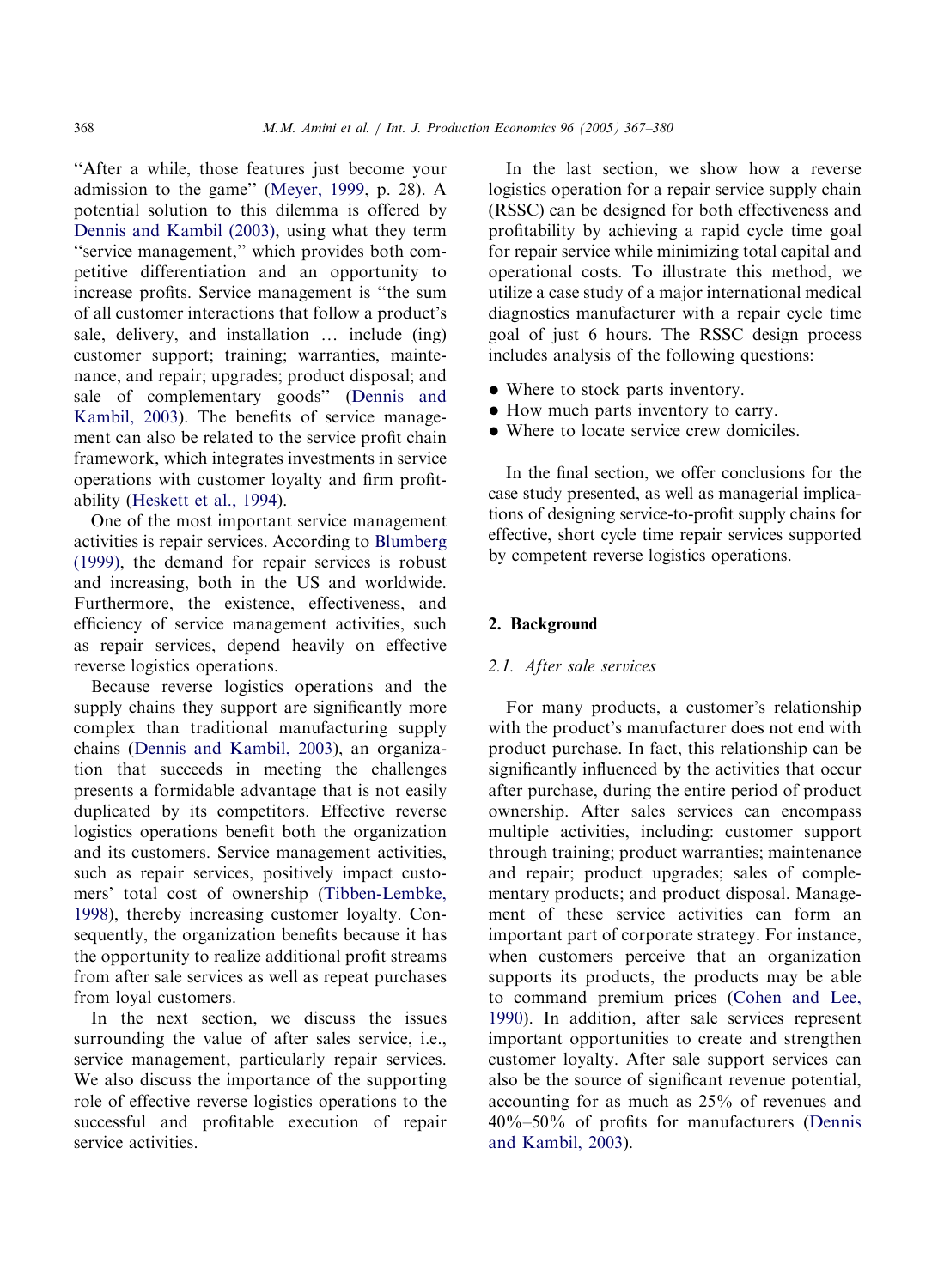"After a while, those features just become your admission to the game" (Meyer, 1999, p. 28). A potential solution to this dilemma is offered by Dennis and Kambil (2003), using what they term "service management," which provides both competitive differentiation and an opportunity to increase profits. Service management is "the sum of all customer interactions that follow a product's sale, delivery, and installation … include (ing) customer support; training; warranties, maintenance, and repair; upgrades; product disposal; and sale of complementary goods" (Dennis and Kambil, 2003). The benefits of service management can also be related to the service profit chain framework, which integrates investments in service operations with customer loyalty and firm profitability (Heskett et al., 1994).

One of the most important service management activities is repair services. According to Blumberg (1999), the demand for repair services is robust and increasing, both in the US and worldwide. Furthermore, the existence, effectiveness, and efficiency of service management activities, such as repair services, depend heavily on effective reverse logistics operations.

Because reverse logistics operations and the supply chains they support are significantly more complex than traditional manufacturing supply chains (Dennis and Kambil, 2003), an organization that succeeds in meeting the challenges presents a formidable advantage that is not easily duplicated by its competitors. Effective reverse logistics operations benefit both the organization and its customers. Service management activities, such as repair services, positively impact customers' total cost of ownership (Tibben-Lembke, 1998), thereby increasing customer loyalty. Consequently, the organization benefits because it has the opportunity to realize additional profit streams from after sale services as well as repeat purchases from loyal customers.

In the next section, we discuss the issues surrounding the value of after sales service, i.e., service management, particularly repair services. We also discuss the importance of the supporting role of effective reverse logistics operations to the successful and profitable execution of repair service activities.

In the last section, we show how a reverse logistics operation for a repair service supply chain (RSSC) can be designed for both effectiveness and profitability by achieving a rapid cycle time goal for repair service while minimizing total capital and operational costs. To illustrate this method, we utilize a case study of a major international medical diagnostics manufacturer with a repair cycle time goal of just 6 hours. The RSSC design process includes analysis of the following questions:

- Where to stock parts inventory.
- How much parts inventory to carry.
- Where to locate service crew domiciles.

In the final section, we offer conclusions for the case study presented, as well as managerial implications of designing service-to-profit supply chains for effective, short cycle time repair services supported by competent reverse logistics operations.

## 2. Background

### 2.1. After sale services

For many products, a customer's relationship with the product's manufacturer does not end with product purchase. In fact, this relationship can be significantly influenced by the activities that occur after purchase, during the entire period of product ownership. After sales services can encompass multiple activities, including: customer support through training; product warranties; maintenance and repair; product upgrades; sales of complementary products; and product disposal. Management of these service activities can form an important part of corporate strategy. For instance, when customers perceive that an organization supports its products, the products may be able to command premium prices (Cohen and Lee, 1990). In addition, after sale services represent important opportunities to create and strengthen customer loyalty. After sale support services can also be the source of significant revenue potential, accounting for as much as 25% of revenues and 40%–50% of profits for manufacturers (Dennis and Kambil, 2003).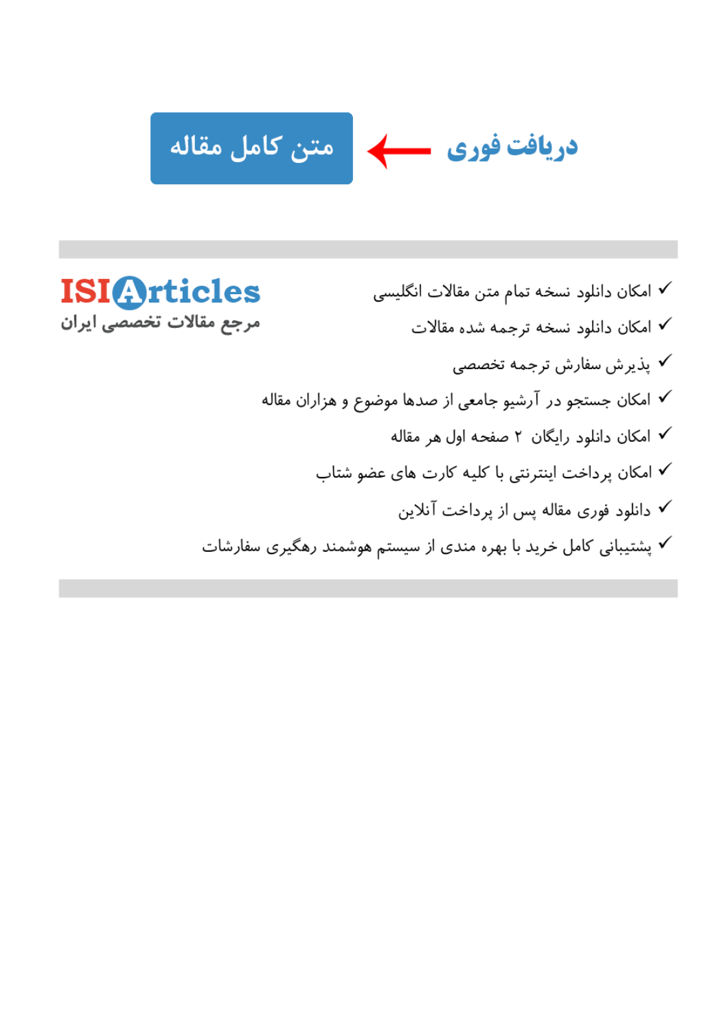**متن کامل مقاله** ← **دریافت فوری**

---

**ISIArticles**
مرجع مقالات تخصصی ایران

- ✓ امکان دانلود نسخه تمام متن مقالات انگلیسی
- ✓ امکان دانلود نسخه ترجمه شده مقالات
- ✓ پذیرش سفارش ترجمه تخصصی
- ✓ امکان جستجو در آرشیو جامعی از صدها موضوع و هزاران مقاله
- ✓ امکان دانلود رایگان ۲ صفحه اول هر مقاله
- ✓ امکان پرداخت اینترنتی با کلیه کارت های عضو شتاب
- ✓ دانلود فوری مقاله پس از پرداخت آنلاین
- ✓ پشتیبانی کامل خرید با بهره مندی از سیستم هوشمند رهگیری سفارشات

---